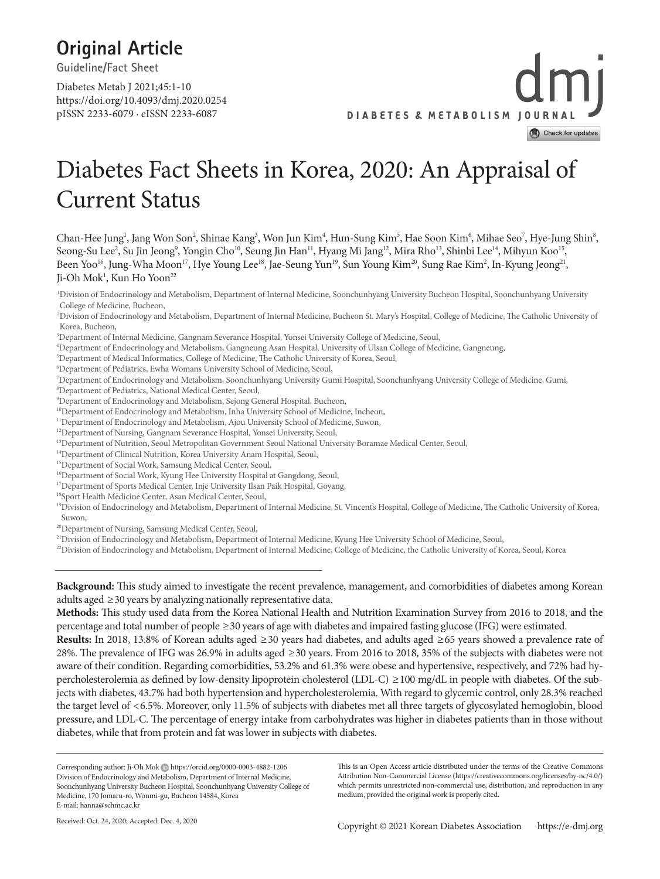Original Article

Guideline/Fact Sheet

Diabetes Metab J 2021;45:1-10
https://doi.org/10.4093/dmj.2020.0254
pISSN 2233-6079 · eISSN 2233-6087

# Diabetes Fact Sheets in Korea, 2020: An Appraisal of Current Status

Chan-Hee Jung[1], Jang Won Son[2], Shinae Kang[3], Won Jun Kim[4], Hun-Sung Kim[5], Hae Soon Kim[6], Mihae Seo[7], Hye-Jung Shin[8], Seong-Su Lee[2], Su Jin Jeong[9], Yongin Cho[10], Seung Jin Han[11], Hyang Mi Jang[12], Mira Rho[13], Shinbi Lee[14], Mihyun Koo[15], Been Yoo[16], Jung-Wha Moon[17], Hye Young Lee[18], Jae-Seung Yun[19], Sun Young Kim[20], Sung Rae Kim[2], In-Kyung Jeong[21], Ji-Oh Mok[1], Kun Ho Yoon[22]

[1]Division of Endocrinology and Metabolism, Department of Internal Medicine, Soonchunhyang University Bucheon Hospital, Soonchunhyang University College of Medicine, Bucheon,
[2]Division of Endocrinology and Metabolism, Department of Internal Medicine, Bucheon St. Mary's Hospital, College of Medicine, The Catholic University of Korea, Bucheon,
[3]Department of Internal Medicine, Gangnam Severance Hospital, Yonsei University College of Medicine, Seoul,
[4]Department of Endocrinology and Metabolism, Gangneung Asan Hospital, University of Ulsan College of Medicine, Gangneung,
[5]Department of Medical Informatics, College of Medicine, The Catholic University of Korea, Seoul,
[6]Department of Pediatrics, Ewha Womans University School of Medicine, Seoul,
[7]Department of Endocrinology and Metabolism, Soonchunhyang University Gumi Hospital, Soonchunhyang University College of Medicine, Gumi,
[8]Department of Pediatrics, National Medical Center, Seoul,
[9]Department of Endocrinology and Metabolism, Sejong General Hospital, Bucheon,
[10]Department of Endocrinology and Metabolism, Inha University School of Medicine, Incheon,
[11]Department of Endocrinology and Metabolism, Ajou University School of Medicine, Suwon,
[12]Department of Nursing, Gangnam Severance Hospital, Yonsei University, Seoul,
[13]Department of Nutrition, Seoul Metropolitan Government Seoul National University Boramae Medical Center, Seoul,
[14]Department of Clinical Nutrition, Korea University Anam Hospital, Seoul,
[15]Department of Social Work, Samsung Medical Center, Seoul,
[16]Department of Social Work, Kyung Hee University Hospital at Gangdong, Seoul,
[17]Department of Sports Medical Center, Inje University Ilsan Paik Hospital, Goyang,
[18]Sport Health Medicine Center, Asan Medical Center, Seoul,
[19]Division of Endocrinology and Metabolism, Department of Internal Medicine, St. Vincent's Hospital, College of Medicine, The Catholic University of Korea, Suwon,
[20]Department of Nursing, Samsung Medical Center, Seoul,
[21]Division of Endocrinology and Metabolism, Department of Internal Medicine, Kyung Hee University School of Medicine, Seoul,
[22]Division of Endocrinology and Metabolism, Department of Internal Medicine, College of Medicine, the Catholic University of Korea, Seoul, Korea

**Background:** This study aimed to investigate the recent prevalence, management, and comorbidities of diabetes among Korean adults aged ≥30 years by analyzing nationally representative data.

**Methods:** This study used data from the Korea National Health and Nutrition Examination Survey from 2016 to 2018, and the percentage and total number of people ≥30 years of age with diabetes and impaired fasting glucose (IFG) were estimated.

**Results:** In 2018, 13.8% of Korean adults aged ≥30 years had diabetes, and adults aged ≥65 years showed a prevalence rate of 28%. The prevalence of IFG was 26.9% in adults aged ≥30 years. From 2016 to 2018, 35% of the subjects with diabetes were not aware of their condition. Regarding comorbidities, 53.2% and 61.3% were obese and hypertensive, respectively, and 72% had hypercholesterolemia as defined by low-density lipoprotein cholesterol (LDL-C) ≥100 mg/dL in people with diabetes. Of the subjects with diabetes, 43.7% had both hypertension and hypercholesterolemia. With regard to glycemic control, only 28.3% reached the target level of <6.5%. Moreover, only 11.5% of subjects with diabetes met all three targets of glycosylated hemoglobin, blood pressure, and LDL-C. The percentage of energy intake from carbohydrates was higher in diabetes patients than in those without diabetes, while that from protein and fat was lower in subjects with diabetes.

Corresponding author: Ji-Oh Mok https://orcid.org/0000-0003-4882-1206
Division of Endocrinology and Metabolism, Department of Internal Medicine, Soonchunhyang University Bucheon Hospital, Soonchunhyang University College of Medicine, 170 Jomaru-ro, Wonmi-gu, Bucheon 14584, Korea
E-mail: hanna@schmc.ac.kr

Received: Oct. 24, 2020; Accepted: Dec. 4, 2020

This is an Open Access article distributed under the terms of the Creative Commons Attribution Non-Commercial License (https://creativecommons.org/licenses/by-nc/4.0/) which permits unrestricted non-commercial use, distribution, and reproduction in any medium, provided the original work is properly cited.

Copyright © 2021 Korean Diabetes Association https://e-dmj.org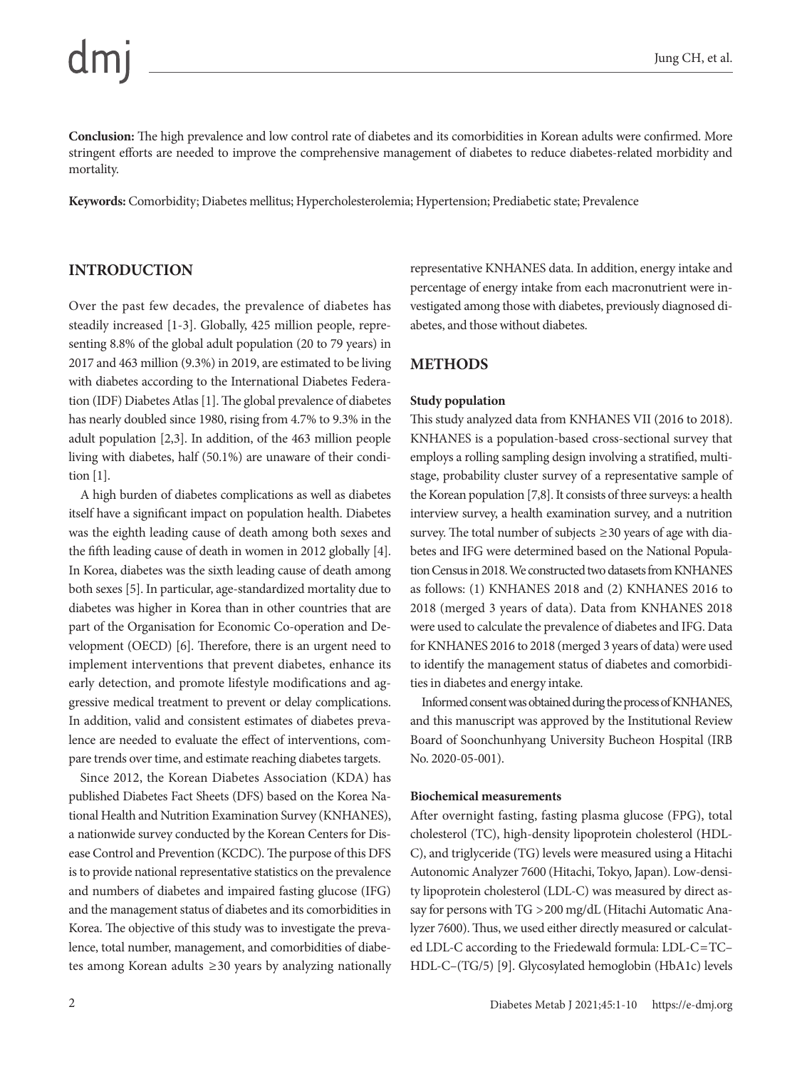**Conclusion:** The high prevalence and low control rate of diabetes and its comorbidities in Korean adults were confirmed. More stringent efforts are needed to improve the comprehensive management of diabetes to reduce diabetes-related morbidity and mortality.

**Keywords:** Comorbidity; Diabetes mellitus; Hypercholesterolemia; Hypertension; Prediabetic state; Prevalence

## INTRODUCTION

Over the past few decades, the prevalence of diabetes has steadily increased [1-3]. Globally, 425 million people, representing 8.8% of the global adult population (20 to 79 years) in 2017 and 463 million (9.3%) in 2019, are estimated to be living with diabetes according to the International Diabetes Federation (IDF) Diabetes Atlas [1]. The global prevalence of diabetes has nearly doubled since 1980, rising from 4.7% to 9.3% in the adult population [2,3]. In addition, of the 463 million people living with diabetes, half (50.1%) are unaware of their condition [1].

A high burden of diabetes complications as well as diabetes itself have a significant impact on population health. Diabetes was the eighth leading cause of death among both sexes and the fifth leading cause of death in women in 2012 globally [4]. In Korea, diabetes was the sixth leading cause of death among both sexes [5]. In particular, age-standardized mortality due to diabetes was higher in Korea than in other countries that are part of the Organisation for Economic Co-operation and Development (OECD) [6]. Therefore, there is an urgent need to implement interventions that prevent diabetes, enhance its early detection, and promote lifestyle modifications and aggressive medical treatment to prevent or delay complications. In addition, valid and consistent estimates of diabetes prevalence are needed to evaluate the effect of interventions, compare trends over time, and estimate reaching diabetes targets.

Since 2012, the Korean Diabetes Association (KDA) has published Diabetes Fact Sheets (DFS) based on the Korea National Health and Nutrition Examination Survey (KNHANES), a nationwide survey conducted by the Korean Centers for Disease Control and Prevention (KCDC). The purpose of this DFS is to provide national representative statistics on the prevalence and numbers of diabetes and impaired fasting glucose (IFG) and the management status of diabetes and its comorbidities in Korea. The objective of this study was to investigate the prevalence, total number, management, and comorbidities of diabetes among Korean adults ≥30 years by analyzing nationally representative KNHANES data. In addition, energy intake and percentage of energy intake from each macronutrient were investigated among those with diabetes, previously diagnosed diabetes, and those without diabetes.

## METHODS

### Study population

This study analyzed data from KNHANES VII (2016 to 2018). KNHANES is a population-based cross-sectional survey that employs a rolling sampling design involving a stratified, multistage, probability cluster survey of a representative sample of the Korean population [7,8]. It consists of three surveys: a health interview survey, a health examination survey, and a nutrition survey. The total number of subjects ≥30 years of age with diabetes and IFG were determined based on the National Population Census in 2018. We constructed two datasets from KNHANES as follows: (1) KNHANES 2018 and (2) KNHANES 2016 to 2018 (merged 3 years of data). Data from KNHANES 2018 were used to calculate the prevalence of diabetes and IFG. Data for KNHANES 2016 to 2018 (merged 3 years of data) were used to identify the management status of diabetes and comorbidities in diabetes and energy intake.

Informed consent was obtained during the process of KNHANES, and this manuscript was approved by the Institutional Review Board of Soonchunhyang University Bucheon Hospital (IRB No. 2020-05-001).

### Biochemical measurements

After overnight fasting, fasting plasma glucose (FPG), total cholesterol (TC), high-density lipoprotein cholesterol (HDL-C), and triglyceride (TG) levels were measured using a Hitachi Autonomic Analyzer 7600 (Hitachi, Tokyo, Japan). Low-density lipoprotein cholesterol (LDL-C) was measured by direct assay for persons with TG >200 mg/dL (Hitachi Automatic Analyzer 7600). Thus, we used either directly measured or calculated LDL-C according to the Friedewald formula: LDL-C=TC−HDL-C−(TG/5) [9]. Glycosylated hemoglobin (HbA1c) levels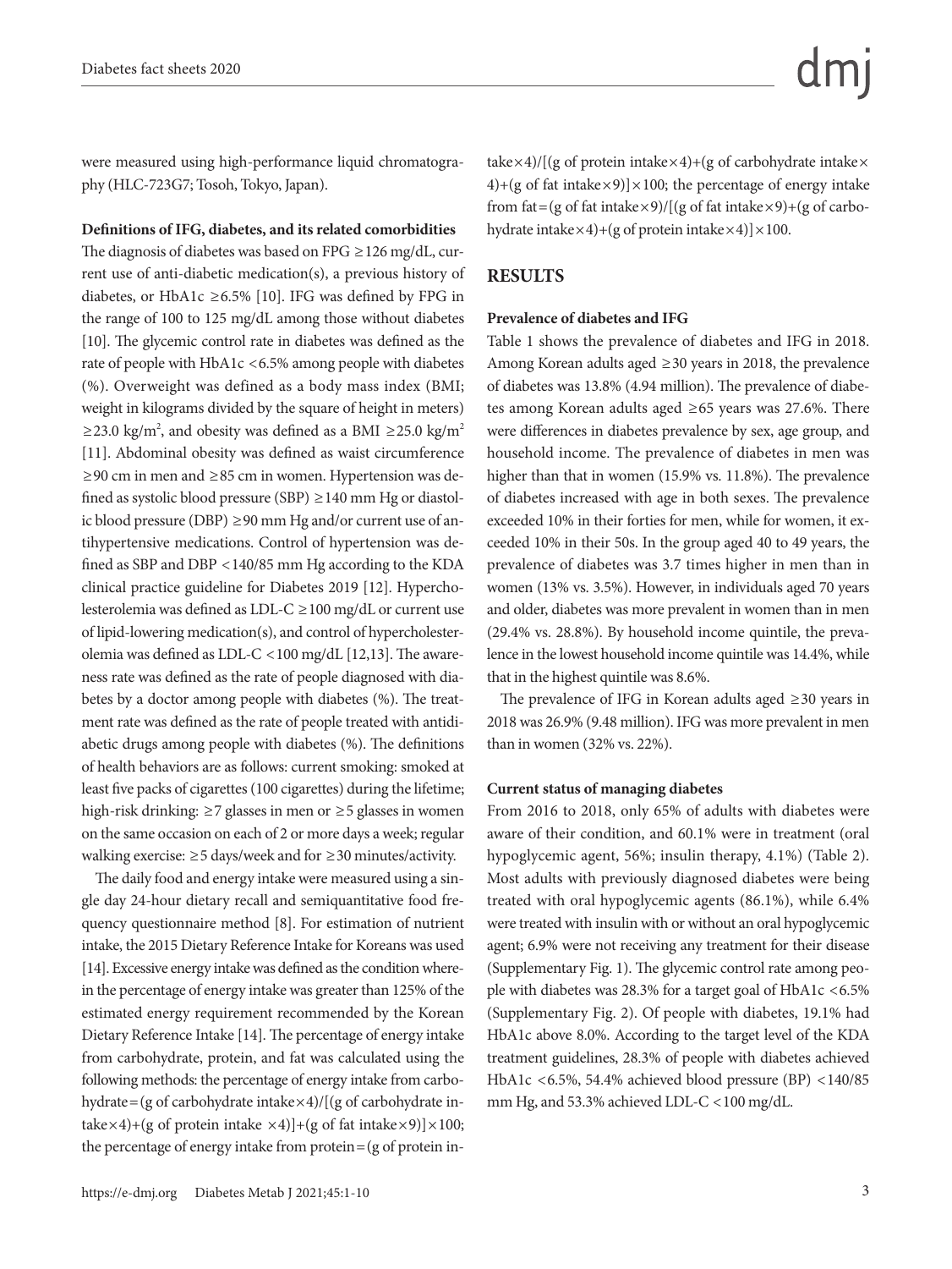were measured using high-performance liquid chromatography (HLC-723G7; Tosoh, Tokyo, Japan).

**Definitions of IFG, diabetes, and its related comorbidities**

The diagnosis of diabetes was based on FPG ≥126 mg/dL, current use of anti-diabetic medication(s), a previous history of diabetes, or HbA1c ≥6.5% [10]. IFG was defined by FPG in the range of 100 to 125 mg/dL among those without diabetes [10]. The glycemic control rate in diabetes was defined as the rate of people with HbA1c <6.5% among people with diabetes (%). Overweight was defined as a body mass index (BMI; weight in kilograms divided by the square of height in meters) ≥23.0 kg/m$^2$, and obesity was defined as a BMI ≥25.0 kg/m$^2$ [11]. Abdominal obesity was defined as waist circumference ≥90 cm in men and ≥85 cm in women. Hypertension was defined as systolic blood pressure (SBP) ≥140 mm Hg or diastolic blood pressure (DBP) ≥90 mm Hg and/or current use of antihypertensive medications. Control of hypertension was defined as SBP and DBP <140/85 mm Hg according to the KDA clinical practice guideline for Diabetes 2019 [12]. Hypercholesterolemia was defined as LDL-C ≥100 mg/dL or current use of lipid-lowering medication(s), and control of hypercholesterolemia was defined as LDL-C <100 mg/dL [12,13]. The awareness rate was defined as the rate of people diagnosed with diabetes by a doctor among people with diabetes (%). The treatment rate was defined as the rate of people treated with antidiabetic drugs among people with diabetes (%). The definitions of health behaviors are as follows: current smoking: smoked at least five packs of cigarettes (100 cigarettes) during the lifetime; high-risk drinking: ≥7 glasses in men or ≥5 glasses in women on the same occasion on each of 2 or more days a week; regular walking exercise: ≥5 days/week and for ≥30 minutes/activity.

The daily food and energy intake were measured using a single day 24-hour dietary recall and semiquantitative food frequency questionnaire method [8]. For estimation of nutrient intake, the 2015 Dietary Reference Intake for Koreans was used [14]. Excessive energy intake was defined as the condition wherein the percentage of energy intake was greater than 125% of the estimated energy requirement recommended by the Korean Dietary Reference Intake [14]. The percentage of energy intake from carbohydrate, protein, and fat was calculated using the following methods: the percentage of energy intake from carbohydrate=(g of carbohydrate intake×4)/[(g of carbohydrate intake×4)+(g of protein intake ×4)]+(g of fat intake×9)]×100; the percentage of energy intake from protein=(g of protein intake×4)/[(g of protein intake×4)+(g of carbohydrate intake×4)+(g of fat intake×9)]×100; the percentage of energy intake from fat=(g of fat intake×9)/[(g of fat intake×9)+(g of carbohydrate intake×4)+(g of protein intake×4)]×100.

## RESULTS

**Prevalence of diabetes and IFG**

Table 1 shows the prevalence of diabetes and IFG in 2018. Among Korean adults aged ≥30 years in 2018, the prevalence of diabetes was 13.8% (4.94 million). The prevalence of diabetes among Korean adults aged ≥65 years was 27.6%. There were differences in diabetes prevalence by sex, age group, and household income. The prevalence of diabetes in men was higher than that in women (15.9% vs. 11.8%). The prevalence of diabetes increased with age in both sexes. The prevalence exceeded 10% in their forties for men, while for women, it exceeded 10% in their 50s. In the group aged 40 to 49 years, the prevalence of diabetes was 3.7 times higher in men than in women (13% vs. 3.5%). However, in individuals aged 70 years and older, diabetes was more prevalent in women than in men (29.4% vs. 28.8%). By household income quintile, the prevalence in the lowest household income quintile was 14.4%, while that in the highest quintile was 8.6%.

The prevalence of IFG in Korean adults aged ≥30 years in 2018 was 26.9% (9.48 million). IFG was more prevalent in men than in women (32% vs. 22%).

**Current status of managing diabetes**

From 2016 to 2018, only 65% of adults with diabetes were aware of their condition, and 60.1% were in treatment (oral hypoglycemic agent, 56%; insulin therapy, 4.1%) (Table 2). Most adults with previously diagnosed diabetes were being treated with oral hypoglycemic agents (86.1%), while 6.4% were treated with insulin with or without an oral hypoglycemic agent; 6.9% were not receiving any treatment for their disease (Supplementary Fig. 1). The glycemic control rate among people with diabetes was 28.3% for a target goal of HbA1c <6.5% (Supplementary Fig. 2). Of people with diabetes, 19.1% had HbA1c above 8.0%. According to the target level of the KDA treatment guidelines, 28.3% of people with diabetes achieved HbA1c <6.5%, 54.4% achieved blood pressure (BP) <140/85 mm Hg, and 53.3% achieved LDL-C <100 mg/dL.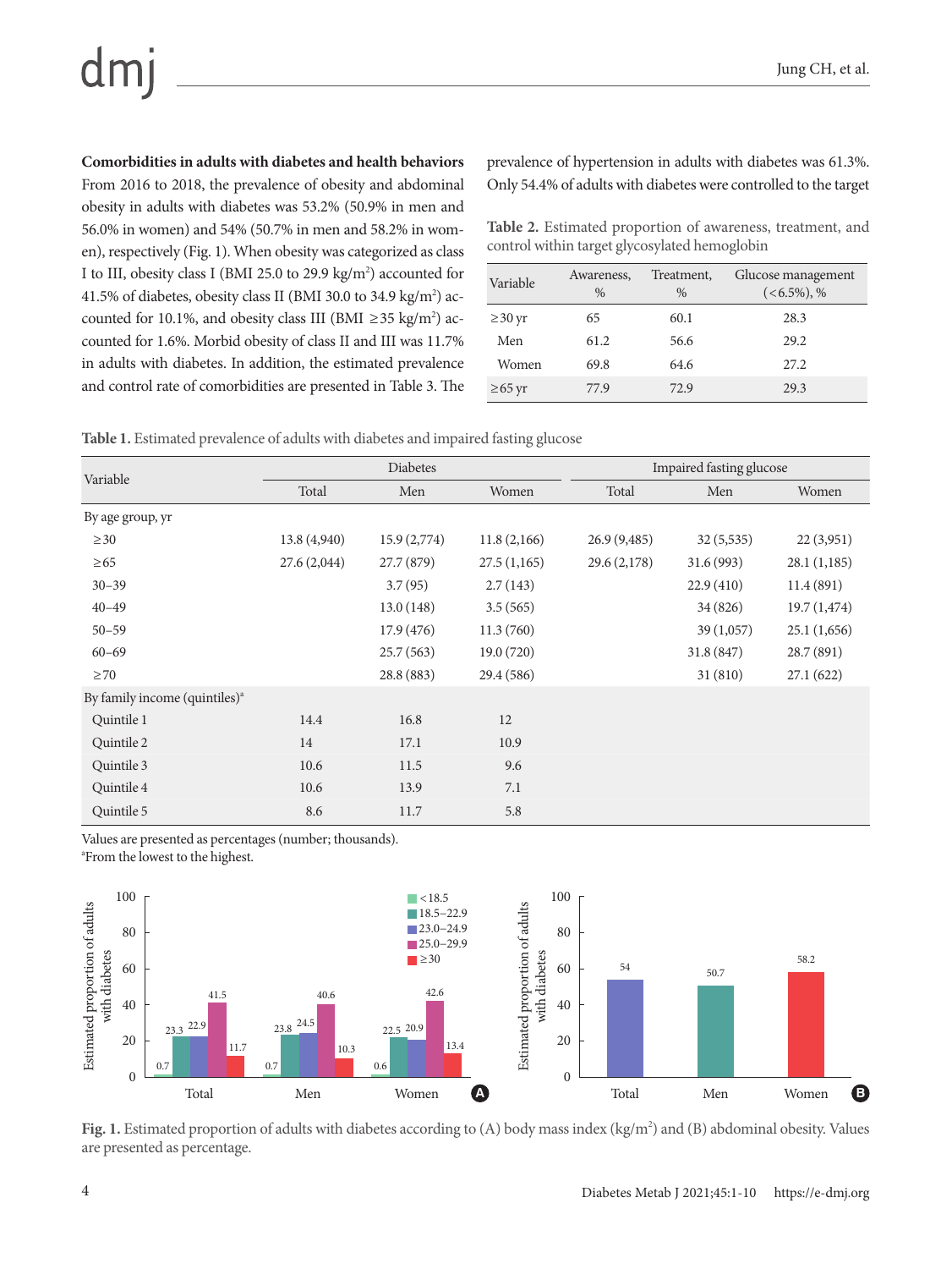**Comorbidities in adults with diabetes and health behaviors**

From 2016 to 2018, the prevalence of obesity and abdominal obesity in adults with diabetes was 53.2% (50.9% in men and 56.0% in women) and 54% (50.7% in men and 58.2% in women), respectively (Fig. 1). When obesity was categorized as class I to III, obesity class I (BMI 25.0 to 29.9 kg/m$^2$) accounted for 41.5% of diabetes, obesity class II (BMI 30.0 to 34.9 kg/m$^2$) accounted for 10.1%, and obesity class III (BMI ≥35 kg/m$^2$) accounted for 1.6%. Morbid obesity of class II and III was 11.7% in adults with diabetes. In addition, the estimated prevalence and control rate of comorbidities are presented in Table 3. The prevalence of hypertension in adults with diabetes was 61.3%. Only 54.4% of adults with diabetes were controlled to the target

Table 2. Estimated proportion of awareness, treatment, and control within target glycosylated hemoglobin

| Variable | Awareness, % | Treatment, % | Glucose management (<6.5%), % |
|---|---|---|---|
| ≥30 yr | 65 | 60.1 | 28.3 |
| Men | 61.2 | 56.6 | 29.2 |
| Women | 69.8 | 64.6 | 27.2 |
| ≥65 yr | 77.9 | 72.9 | 29.3 |

Table 1. Estimated prevalence of adults with diabetes and impaired fasting glucose

| Variable | Diabetes | | | Impaired fasting glucose | | |
|---|---|---|---|---|---|---|
| | Total | Men | Women | Total | Men | Women |
| By age group, yr | | | | | | |
| ≥30 | 13.8 (4,940) | 15.9 (2,774) | 11.8 (2,166) | 26.9 (9,485) | 32 (5,535) | 22 (3,951) |
| ≥65 | 27.6 (2,044) | 27.7 (879) | 27.5 (1,165) | 29.6 (2,178) | 31.6 (993) | 28.1 (1,185) |
| 30–39 | | 3.7 (95) | 2.7 (143) | | 22.9 (410) | 11.4 (891) |
| 40–49 | | 13.0 (148) | 3.5 (565) | | 34 (826) | 19.7 (1,474) |
| 50–59 | | 17.9 (476) | 11.3 (760) | | 39 (1,057) | 25.1 (1,656) |
| 60–69 | | 25.7 (563) | 19.0 (720) | | 31.8 (847) | 28.7 (891) |
| ≥70 | | 28.8 (883) | 29.4 (586) | | 31 (810) | 27.1 (622) |
| By family income (quintiles)[a] | | | | | | |
| Quintile 1 | 14.4 | 16.8 | 12 | | | |
| Quintile 2 | 14 | 17.1 | 10.9 | | | |
| Quintile 3 | 10.6 | 11.5 | 9.6 | | | |
| Quintile 4 | 10.6 | 13.9 | 7.1 | | | |
| Quintile 5 | 8.6 | 11.7 | 5.8 | | | |

Values are presented as percentages (number; thousands).
[a]From the lowest to the highest.

Fig. 1. Estimated proportion of adults with diabetes according to (A) body mass index (kg/m$^2$) and (B) abdominal obesity. Values are presented as percentage.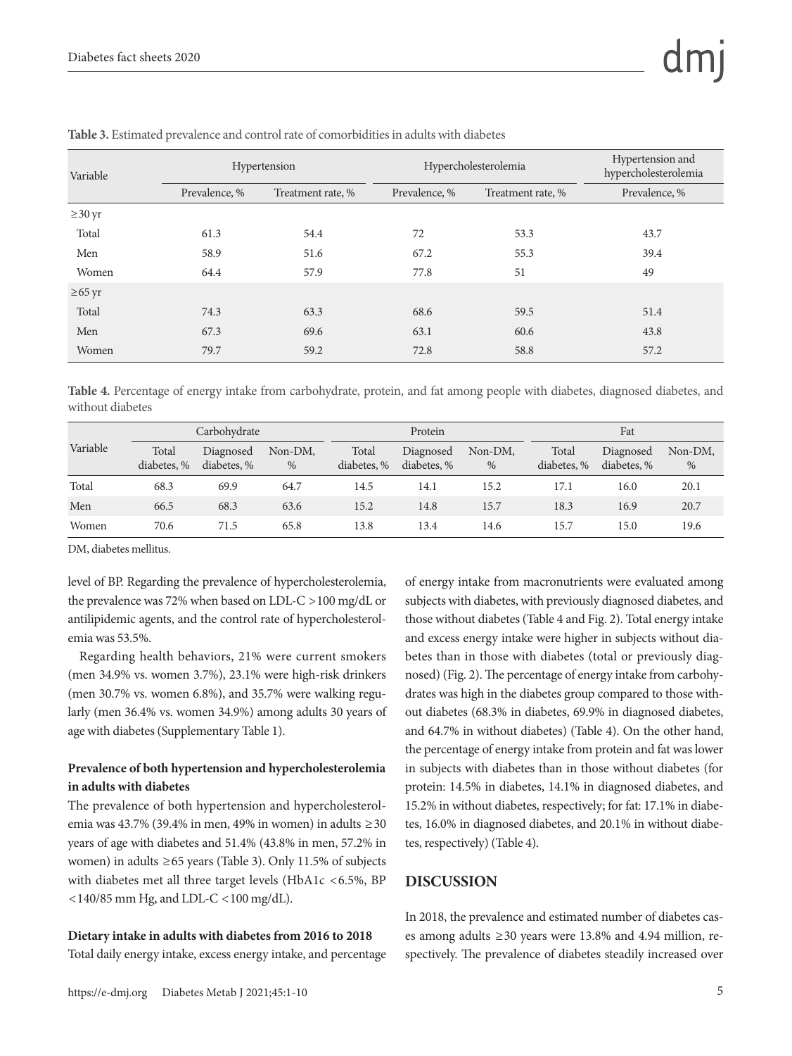**Table 3.** Estimated prevalence and control rate of comorbidities in adults with diabetes

| Variable | Hypertension | | Hypercholesterolemia | | Hypertension and hypercholesterolemia |
|---|---|---|---|---|---|
| | Prevalence, % | Treatment rate, % | Prevalence, % | Treatment rate, % | Prevalence, % |
| ≥30 yr | | | | | |
| Total | 61.3 | 54.4 | 72 | 53.3 | 43.7 |
| Men | 58.9 | 51.6 | 67.2 | 55.3 | 39.4 |
| Women | 64.4 | 57.9 | 77.8 | 51 | 49 |
| ≥65 yr | | | | | |
| Total | 74.3 | 63.3 | 68.6 | 59.5 | 51.4 |
| Men | 67.3 | 69.6 | 63.1 | 60.6 | 43.8 |
| Women | 79.7 | 59.2 | 72.8 | 58.8 | 57.2 |

**Table 4.** Percentage of energy intake from carbohydrate, protein, and fat among people with diabetes, diagnosed diabetes, and without diabetes

| Variable | Carbohydrate | | | Protein | | | Fat | | |
|---|---|---|---|---|---|---|---|---|---|
| | Total diabetes, % | Diagnosed diabetes, % | Non-DM, % | Total diabetes, % | Diagnosed diabetes, % | Non-DM, % | Total diabetes, % | Diagnosed diabetes, % | Non-DM, % |
| Total | 68.3 | 69.9 | 64.7 | 14.5 | 14.1 | 15.2 | 17.1 | 16.0 | 20.1 |
| Men | 66.5 | 68.3 | 63.6 | 15.2 | 14.8 | 15.7 | 18.3 | 16.9 | 20.7 |
| Women | 70.6 | 71.5 | 65.8 | 13.8 | 13.4 | 14.6 | 15.7 | 15.0 | 19.6 |

DM, diabetes mellitus.

level of BP. Regarding the prevalence of hypercholesterolemia, the prevalence was 72% when based on LDL-C >100 mg/dL or antilipidemic agents, and the control rate of hypercholesterolemia was 53.5%.

Regarding health behaviors, 21% were current smokers (men 34.9% vs. women 3.7%), 23.1% were high-risk drinkers (men 30.7% vs. women 6.8%), and 35.7% were walking regularly (men 36.4% vs. women 34.9%) among adults 30 years of age with diabetes (Supplementary Table 1).

### Prevalence of both hypertension and hypercholesterolemia in adults with diabetes

The prevalence of both hypertension and hypercholesterolemia was 43.7% (39.4% in men, 49% in women) in adults ≥30 years of age with diabetes and 51.4% (43.8% in men, 57.2% in women) in adults ≥65 years (Table 3). Only 11.5% of subjects with diabetes met all three target levels (HbA1c <6.5%, BP <140/85 mm Hg, and LDL-C <100 mg/dL).

### Dietary intake in adults with diabetes from 2016 to 2018

Total daily energy intake, excess energy intake, and percentage of energy intake from macronutrients were evaluated among subjects with diabetes, with previously diagnosed diabetes, and those without diabetes (Table 4 and Fig. 2). Total energy intake and excess energy intake were higher in subjects without diabetes than in those with diabetes (total or previously diagnosed) (Fig. 2). The percentage of energy intake from carbohydrates was high in the diabetes group compared to those without diabetes (68.3% in diabetes, 69.9% in diagnosed diabetes, and 64.7% in without diabetes) (Table 4). On the other hand, the percentage of energy intake from protein and fat was lower in subjects with diabetes than in those without diabetes (for protein: 14.5% in diabetes, 14.1% in diagnosed diabetes, and 15.2% in without diabetes, respectively; for fat: 17.1% in diabetes, 16.0% in diagnosed diabetes, and 20.1% in without diabetes, respectively) (Table 4).

## DISCUSSION

In 2018, the prevalence and estimated number of diabetes cases among adults ≥30 years were 13.8% and 4.94 million, respectively. The prevalence of diabetes steadily increased over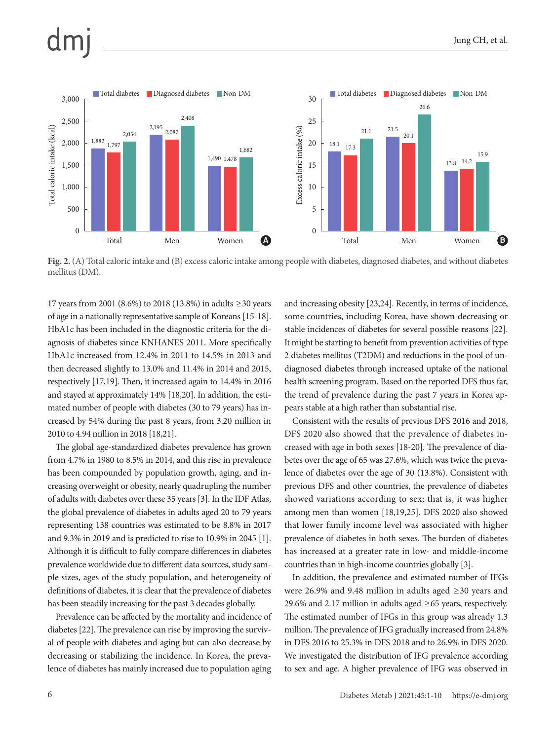**Fig. 2.** (A) Total caloric intake and (B) excess caloric intake among people with diabetes, diagnosed diabetes, and without diabetes mellitus (DM).

17 years from 2001 (8.6%) to 2018 (13.8%) in adults ≥30 years of age in a nationally representative sample of Koreans [15-18]. HbA1c has been included in the diagnostic criteria for the diagnosis of diabetes since KNHANES 2011. More specifically HbA1c increased from 12.4% in 2011 to 14.5% in 2013 and then decreased slightly to 13.0% and 11.4% in 2014 and 2015, respectively [17,19]. Then, it increased again to 14.4% in 2016 and stayed at approximately 14% [18,20]. In addition, the estimated number of people with diabetes (30 to 79 years) has increased by 54% during the past 8 years, from 3.20 million in 2010 to 4.94 million in 2018 [18,21].

The global age-standardized diabetes prevalence has grown from 4.7% in 1980 to 8.5% in 2014, and this rise in prevalence has been compounded by population growth, aging, and increasing overweight or obesity, nearly quadrupling the number of adults with diabetes over these 35 years [3]. In the IDF Atlas, the global prevalence of diabetes in adults aged 20 to 79 years representing 138 countries was estimated to be 8.8% in 2017 and 9.3% in 2019 and is predicted to rise to 10.9% in 2045 [1]. Although it is difficult to fully compare differences in diabetes prevalence worldwide due to different data sources, study sample sizes, ages of the study population, and heterogeneity of definitions of diabetes, it is clear that the prevalence of diabetes has been steadily increasing for the past 3 decades globally.

Prevalence can be affected by the mortality and incidence of diabetes [22]. The prevalence can rise by improving the survival of people with diabetes and aging but can also decrease by decreasing or stabilizing the incidence. In Korea, the prevalence of diabetes has mainly increased due to population aging and increasing obesity [23,24]. Recently, in terms of incidence, some countries, including Korea, have shown decreasing or stable incidences of diabetes for several possible reasons [22]. It might be starting to benefit from prevention activities of type 2 diabetes mellitus (T2DM) and reductions in the pool of undiagnosed diabetes through increased uptake of the national health screening program. Based on the reported DFS thus far, the trend of prevalence during the past 7 years in Korea appears stable at a high rather than substantial rise.

Consistent with the results of previous DFS 2016 and 2018, DFS 2020 also showed that the prevalence of diabetes increased with age in both sexes [18-20]. The prevalence of diabetes over the age of 65 was 27.6%, which was twice the prevalence of diabetes over the age of 30 (13.8%). Consistent with previous DFS and other countries, the prevalence of diabetes showed variations according to sex; that is, it was higher among men than women [18,19,25]. DFS 2020 also showed that lower family income level was associated with higher prevalence of diabetes in both sexes. The burden of diabetes has increased at a greater rate in low- and middle-income countries than in high-income countries globally [3].

In addition, the prevalence and estimated number of IFGs were 26.9% and 9.48 million in adults aged ≥30 years and 29.6% and 2.17 million in adults aged ≥65 years, respectively. The estimated number of IFGs in this group was already 1.3 million. The prevalence of IFG gradually increased from 24.8% in DFS 2016 to 25.3% in DFS 2018 and to 26.9% in DFS 2020. We investigated the distribution of IFG prevalence according to sex and age. A higher prevalence of IFG was observed in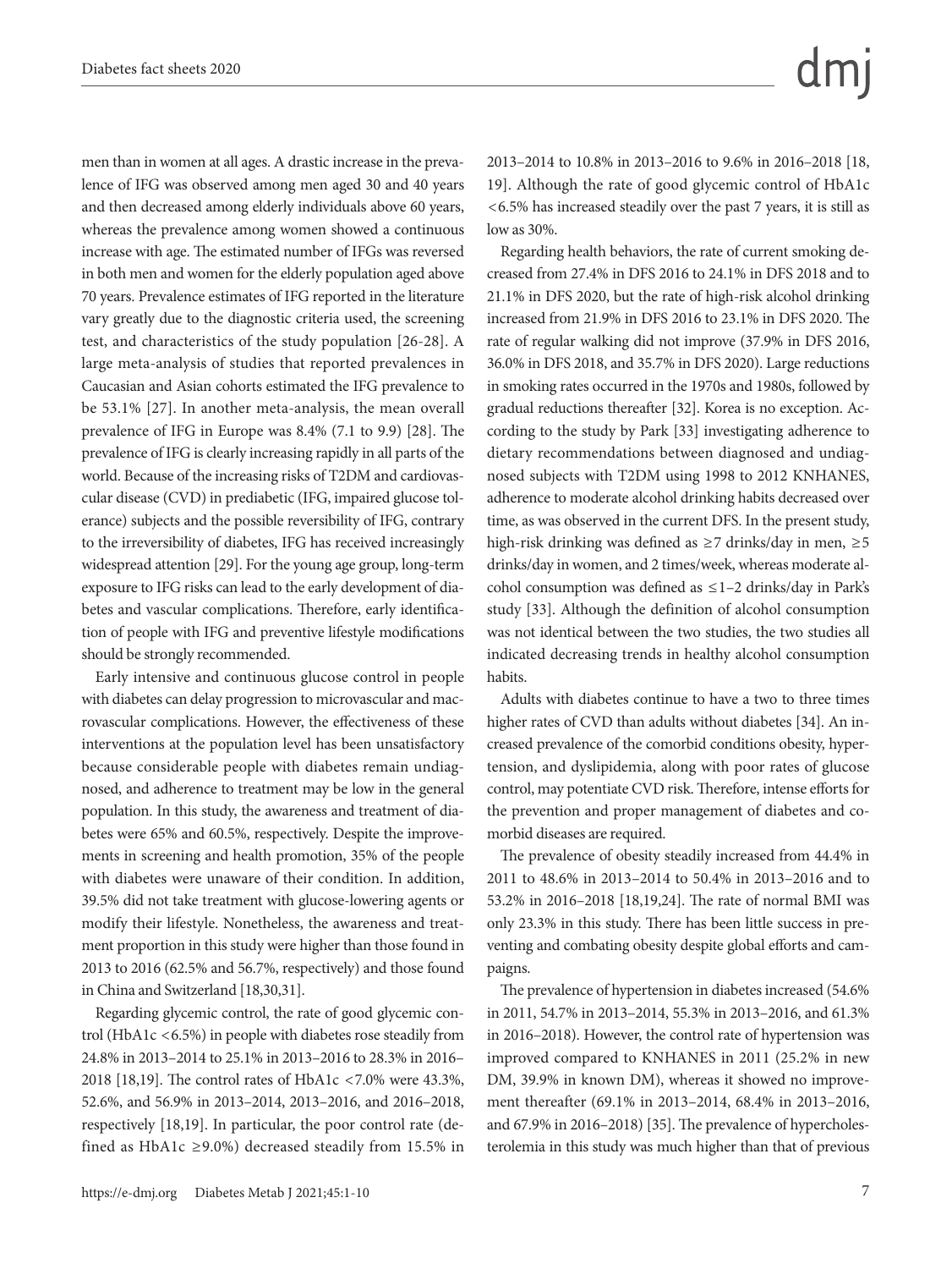men than in women at all ages. A drastic increase in the prevalence of IFG was observed among men aged 30 and 40 years and then decreased among elderly individuals above 60 years, whereas the prevalence among women showed a continuous increase with age. The estimated number of IFGs was reversed in both men and women for the elderly population aged above 70 years. Prevalence estimates of IFG reported in the literature vary greatly due to the diagnostic criteria used, the screening test, and characteristics of the study population [26-28]. A large meta-analysis of studies that reported prevalences in Caucasian and Asian cohorts estimated the IFG prevalence to be 53.1% [27]. In another meta-analysis, the mean overall prevalence of IFG in Europe was 8.4% (7.1 to 9.9) [28]. The prevalence of IFG is clearly increasing rapidly in all parts of the world. Because of the increasing risks of T2DM and cardiovascular disease (CVD) in prediabetic (IFG, impaired glucose tolerance) subjects and the possible reversibility of IFG, contrary to the irreversibility of diabetes, IFG has received increasingly widespread attention [29]. For the young age group, long-term exposure to IFG risks can lead to the early development of diabetes and vascular complications. Therefore, early identification of people with IFG and preventive lifestyle modifications should be strongly recommended.

Early intensive and continuous glucose control in people with diabetes can delay progression to microvascular and macrovascular complications. However, the effectiveness of these interventions at the population level has been unsatisfactory because considerable people with diabetes remain undiagnosed, and adherence to treatment may be low in the general population. In this study, the awareness and treatment of diabetes were 65% and 60.5%, respectively. Despite the improvements in screening and health promotion, 35% of the people with diabetes were unaware of their condition. In addition, 39.5% did not take treatment with glucose-lowering agents or modify their lifestyle. Nonetheless, the awareness and treatment proportion in this study were higher than those found in 2013 to 2016 (62.5% and 56.7%, respectively) and those found in China and Switzerland [18,30,31].

Regarding glycemic control, the rate of good glycemic control (HbA1c <6.5%) in people with diabetes rose steadily from 24.8% in 2013–2014 to 25.1% in 2013–2016 to 28.3% in 2016–2018 [18,19]. The control rates of HbA1c <7.0% were 43.3%, 52.6%, and 56.9% in 2013–2014, 2013–2016, and 2016–2018, respectively [18,19]. In particular, the poor control rate (defined as HbA1c ≥9.0%) decreased steadily from 15.5% in 2013–2014 to 10.8% in 2013–2016 to 9.6% in 2016–2018 [18, 19]. Although the rate of good glycemic control of HbA1c <6.5% has increased steadily over the past 7 years, it is still as low as 30%.

Regarding health behaviors, the rate of current smoking decreased from 27.4% in DFS 2016 to 24.1% in DFS 2018 and to 21.1% in DFS 2020, but the rate of high-risk alcohol drinking increased from 21.9% in DFS 2016 to 23.1% in DFS 2020. The rate of regular walking did not improve (37.9% in DFS 2016, 36.0% in DFS 2018, and 35.7% in DFS 2020). Large reductions in smoking rates occurred in the 1970s and 1980s, followed by gradual reductions thereafter [32]. Korea is no exception. According to the study by Park [33] investigating adherence to dietary recommendations between diagnosed and undiagnosed subjects with T2DM using 1998 to 2012 KNHANES, adherence to moderate alcohol drinking habits decreased over time, as was observed in the current DFS. In the present study, high-risk drinking was defined as ≥7 drinks/day in men, ≥5 drinks/day in women, and 2 times/week, whereas moderate alcohol consumption was defined as ≤1–2 drinks/day in Park's study [33]. Although the definition of alcohol consumption was not identical between the two studies, the two studies all indicated decreasing trends in healthy alcohol consumption habits.

Adults with diabetes continue to have a two to three times higher rates of CVD than adults without diabetes [34]. An increased prevalence of the comorbid conditions obesity, hypertension, and dyslipidemia, along with poor rates of glucose control, may potentiate CVD risk. Therefore, intense efforts for the prevention and proper management of diabetes and comorbid diseases are required.

The prevalence of obesity steadily increased from 44.4% in 2011 to 48.6% in 2013–2014 to 50.4% in 2013–2016 and to 53.2% in 2016–2018 [18,19,24]. The rate of normal BMI was only 23.3% in this study. There has been little success in preventing and combating obesity despite global efforts and campaigns.

The prevalence of hypertension in diabetes increased (54.6% in 2011, 54.7% in 2013–2014, 55.3% in 2013–2016, and 61.3% in 2016–2018). However, the control rate of hypertension was improved compared to KNHANES in 2011 (25.2% in new DM, 39.9% in known DM), whereas it showed no improvement thereafter (69.1% in 2013–2014, 68.4% in 2013–2016, and 67.9% in 2016–2018) [35]. The prevalence of hypercholesterolemia in this study was much higher than that of previous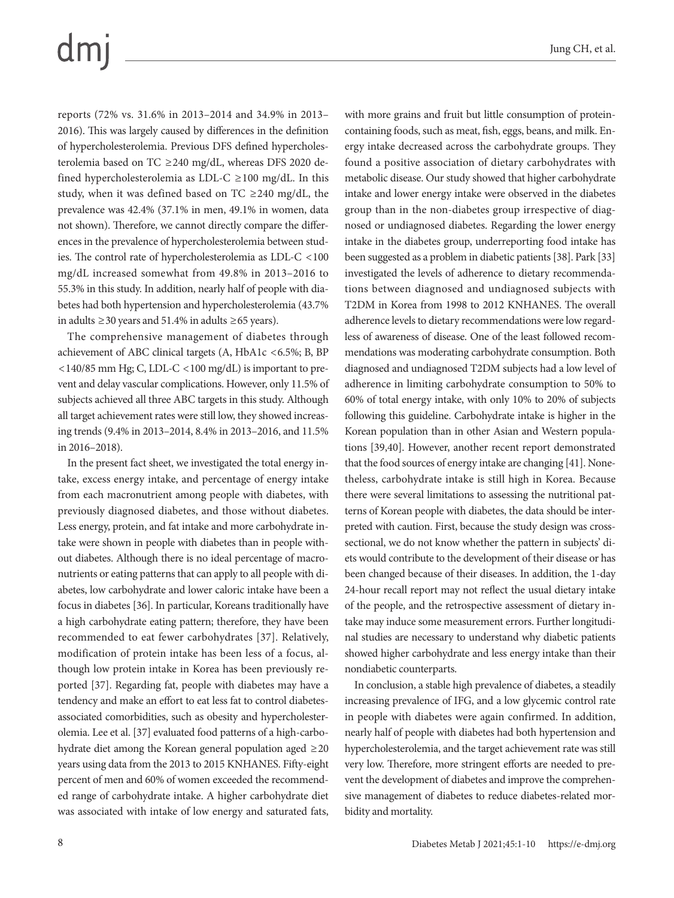reports (72% vs. 31.6% in 2013–2014 and 34.9% in 2013–2016). This was largely caused by differences in the definition of hypercholesterolemia. Previous DFS defined hypercholesterolemia based on TC ≥240 mg/dL, whereas DFS 2020 defined hypercholesterolemia as LDL-C ≥100 mg/dL. In this study, when it was defined based on TC ≥240 mg/dL, the prevalence was 42.4% (37.1% in men, 49.1% in women, data not shown). Therefore, we cannot directly compare the differences in the prevalence of hypercholesterolemia between studies. The control rate of hypercholesterolemia as LDL-C <100 mg/dL increased somewhat from 49.8% in 2013–2016 to 55.3% in this study. In addition, nearly half of people with diabetes had both hypertension and hypercholesterolemia (43.7% in adults ≥30 years and 51.4% in adults ≥65 years).

The comprehensive management of diabetes through achievement of ABC clinical targets (A, HbA1c <6.5%; B, BP <140/85 mm Hg; C, LDL-C <100 mg/dL) is important to prevent and delay vascular complications. However, only 11.5% of subjects achieved all three ABC targets in this study. Although all target achievement rates were still low, they showed increasing trends (9.4% in 2013–2014, 8.4% in 2013–2016, and 11.5% in 2016–2018).

In the present fact sheet, we investigated the total energy intake, excess energy intake, and percentage of energy intake from each macronutrient among people with diabetes, with previously diagnosed diabetes, and those without diabetes. Less energy, protein, and fat intake and more carbohydrate intake were shown in people with diabetes than in people without diabetes. Although there is no ideal percentage of macronutrients or eating patterns that can apply to all people with diabetes, low carbohydrate and lower caloric intake have been a focus in diabetes [36]. In particular, Koreans traditionally have a high carbohydrate eating pattern; therefore, they have been recommended to eat fewer carbohydrates [37]. Relatively, modification of protein intake has been less of a focus, although low protein intake in Korea has been previously reported [37]. Regarding fat, people with diabetes may have a tendency and make an effort to eat less fat to control diabetes-associated comorbidities, such as obesity and hypercholesterolemia. Lee et al. [37] evaluated food patterns of a high-carbohydrate diet among the Korean general population aged ≥20 years using data from the 2013 to 2015 KNHANES. Fifty-eight percent of men and 60% of women exceeded the recommended range of carbohydrate intake. A higher carbohydrate diet was associated with intake of low energy and saturated fats, with more grains and fruit but little consumption of protein-containing foods, such as meat, fish, eggs, beans, and milk. Energy intake decreased across the carbohydrate groups. They found a positive association of dietary carbohydrates with metabolic disease. Our study showed that higher carbohydrate intake and lower energy intake were observed in the diabetes group than in the non-diabetes group irrespective of diagnosed or undiagnosed diabetes. Regarding the lower energy intake in the diabetes group, underreporting food intake has been suggested as a problem in diabetic patients [38]. Park [33] investigated the levels of adherence to dietary recommendations between diagnosed and undiagnosed subjects with T2DM in Korea from 1998 to 2012 KNHANES. The overall adherence levels to dietary recommendations were low regardless of awareness of disease. One of the least followed recommendations was moderating carbohydrate consumption. Both diagnosed and undiagnosed T2DM subjects had a low level of adherence in limiting carbohydrate consumption to 50% to 60% of total energy intake, with only 10% to 20% of subjects following this guideline. Carbohydrate intake is higher in the Korean population than in other Asian and Western populations [39,40]. However, another recent report demonstrated that the food sources of energy intake are changing [41]. Nonetheless, carbohydrate intake is still high in Korea. Because there were several limitations to assessing the nutritional patterns of Korean people with diabetes, the data should be interpreted with caution. First, because the study design was cross-sectional, we do not know whether the pattern in subjects' diets would contribute to the development of their disease or has been changed because of their diseases. In addition, the 1-day 24-hour recall report may not reflect the usual dietary intake of the people, and the retrospective assessment of dietary intake may induce some measurement errors. Further longitudinal studies are necessary to understand why diabetic patients showed higher carbohydrate and less energy intake than their nondiabetic counterparts.

In conclusion, a stable high prevalence of diabetes, a steadily increasing prevalence of IFG, and a low glycemic control rate in people with diabetes were again confirmed. In addition, nearly half of people with diabetes had both hypertension and hypercholesterolemia, and the target achievement rate was still very low. Therefore, more stringent efforts are needed to prevent the development of diabetes and improve the comprehensive management of diabetes to reduce diabetes-related morbidity and mortality.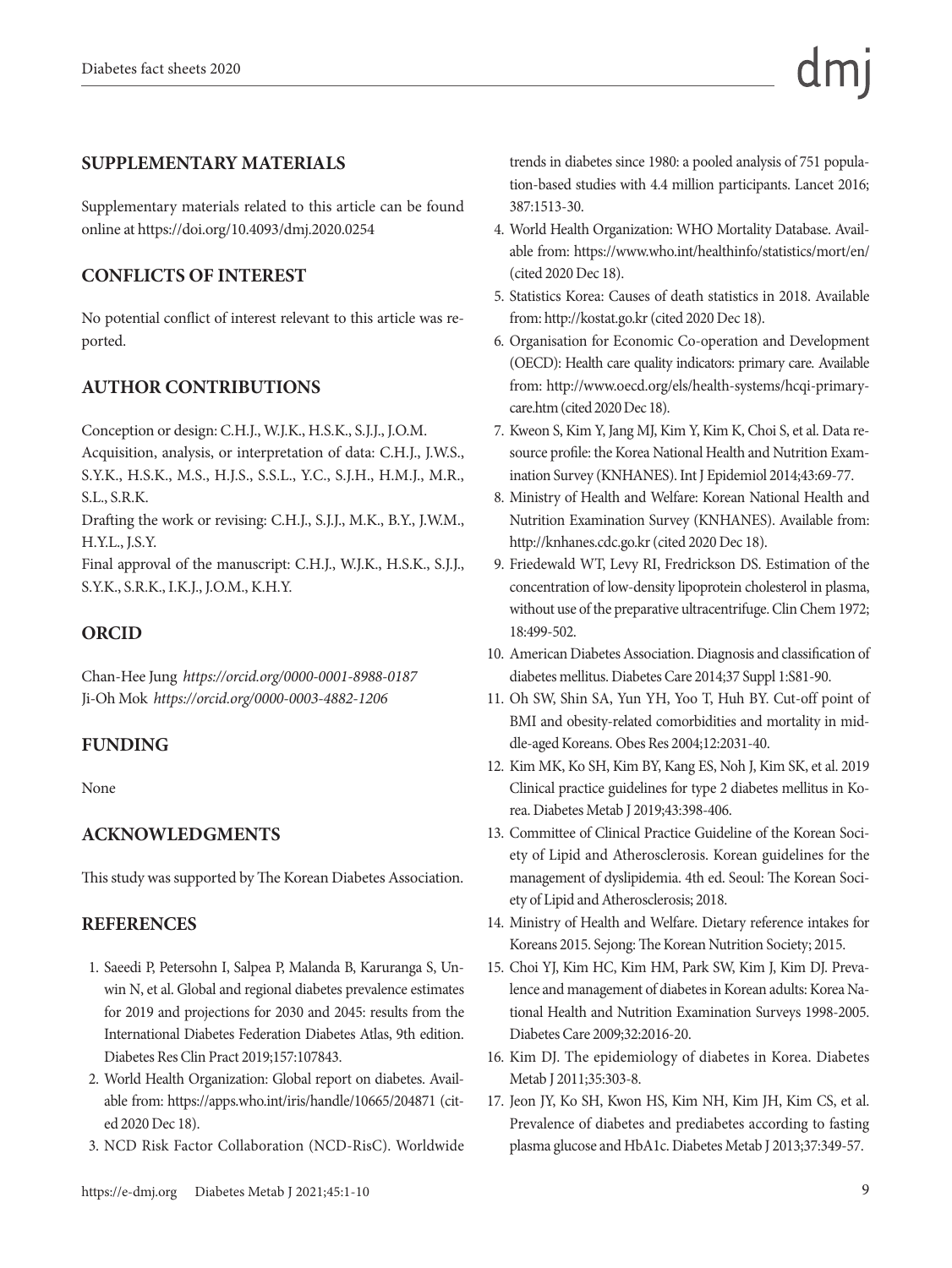## SUPPLEMENTARY MATERIALS

Supplementary materials related to this article can be found online at https://doi.org/10.4093/dmj.2020.0254

## CONFLICTS OF INTEREST

No potential conflict of interest relevant to this article was reported.

## AUTHOR CONTRIBUTIONS

Conception or design: C.H.J., W.J.K., H.S.K., S.J.J., J.O.M.
Acquisition, analysis, or interpretation of data: C.H.J., J.W.S., S.Y.K., H.S.K., M.S., H.J.S., S.S.L., Y.C., S.J.H., H.M.J., M.R., S.L., S.R.K.
Drafting the work or revising: C.H.J., S.J.J., M.K., B.Y., J.W.M., H.Y.L., J.S.Y.
Final approval of the manuscript: C.H.J., W.J.K., H.S.K., S.J.J., S.Y.K., S.R.K., I.K.J., J.O.M., K.H.Y.

## ORCID

Chan-Hee Jung *https://orcid.org/0000-0001-8988-0187*
Ji-Oh Mok *https://orcid.org/0000-0003-4882-1206*

## FUNDING

None

## ACKNOWLEDGMENTS

This study was supported by The Korean Diabetes Association.

## REFERENCES

1. Saeedi P, Petersohn I, Salpea P, Malanda B, Karuranga S, Unwin N, et al. Global and regional diabetes prevalence estimates for 2019 and projections for 2030 and 2045: results from the International Diabetes Federation Diabetes Atlas, 9th edition. Diabetes Res Clin Pract 2019;157:107843.
2. World Health Organization: Global report on diabetes. Available from: https://apps.who.int/iris/handle/10665/204871 (cited 2020 Dec 18).
3. NCD Risk Factor Collaboration (NCD-RisC). Worldwide trends in diabetes since 1980: a pooled analysis of 751 population-based studies with 4.4 million participants. Lancet 2016; 387:1513-30.
4. World Health Organization: WHO Mortality Database. Available from: https://www.who.int/healthinfo/statistics/mort/en/ (cited 2020 Dec 18).
5. Statistics Korea: Causes of death statistics in 2018. Available from: http://kostat.go.kr (cited 2020 Dec 18).
6. Organisation for Economic Co-operation and Development (OECD): Health care quality indicators: primary care. Available from: http://www.oecd.org/els/health-systems/hcqi-primary-care.htm (cited 2020 Dec 18).
7. Kweon S, Kim Y, Jang MJ, Kim Y, Kim K, Choi S, et al. Data resource profile: the Korea National Health and Nutrition Examination Survey (KNHANES). Int J Epidemiol 2014;43:69-77.
8. Ministry of Health and Welfare: Korean National Health and Nutrition Examination Survey (KNHANES). Available from: http://knhanes.cdc.go.kr (cited 2020 Dec 18).
9. Friedewald WT, Levy RI, Fredrickson DS. Estimation of the concentration of low-density lipoprotein cholesterol in plasma, without use of the preparative ultracentrifuge. Clin Chem 1972; 18:499-502.
10. American Diabetes Association. Diagnosis and classification of diabetes mellitus. Diabetes Care 2014;37 Suppl 1:S81-90.
11. Oh SW, Shin SA, Yun YH, Yoo T, Huh BY. Cut-off point of BMI and obesity-related comorbidities and mortality in middle-aged Koreans. Obes Res 2004;12:2031-40.
12. Kim MK, Ko SH, Kim BY, Kang ES, Noh J, Kim SK, et al. 2019 Clinical practice guidelines for type 2 diabetes mellitus in Korea. Diabetes Metab J 2019;43:398-406.
13. Committee of Clinical Practice Guideline of the Korean Society of Lipid and Atherosclerosis. Korean guidelines for the management of dyslipidemia. 4th ed. Seoul: The Korean Society of Lipid and Atherosclerosis; 2018.
14. Ministry of Health and Welfare. Dietary reference intakes for Koreans 2015. Sejong: The Korean Nutrition Society; 2015.
15. Choi YJ, Kim HC, Kim HM, Park SW, Kim J, Kim DJ. Prevalence and management of diabetes in Korean adults: Korea National Health and Nutrition Examination Surveys 1998-2005. Diabetes Care 2009;32:2016-20.
16. Kim DJ. The epidemiology of diabetes in Korea. Diabetes Metab J 2011;35:303-8.
17. Jeon JY, Ko SH, Kwon HS, Kim NH, Kim JH, Kim CS, et al. Prevalence of diabetes and prediabetes according to fasting plasma glucose and HbA1c. Diabetes Metab J 2013;37:349-57.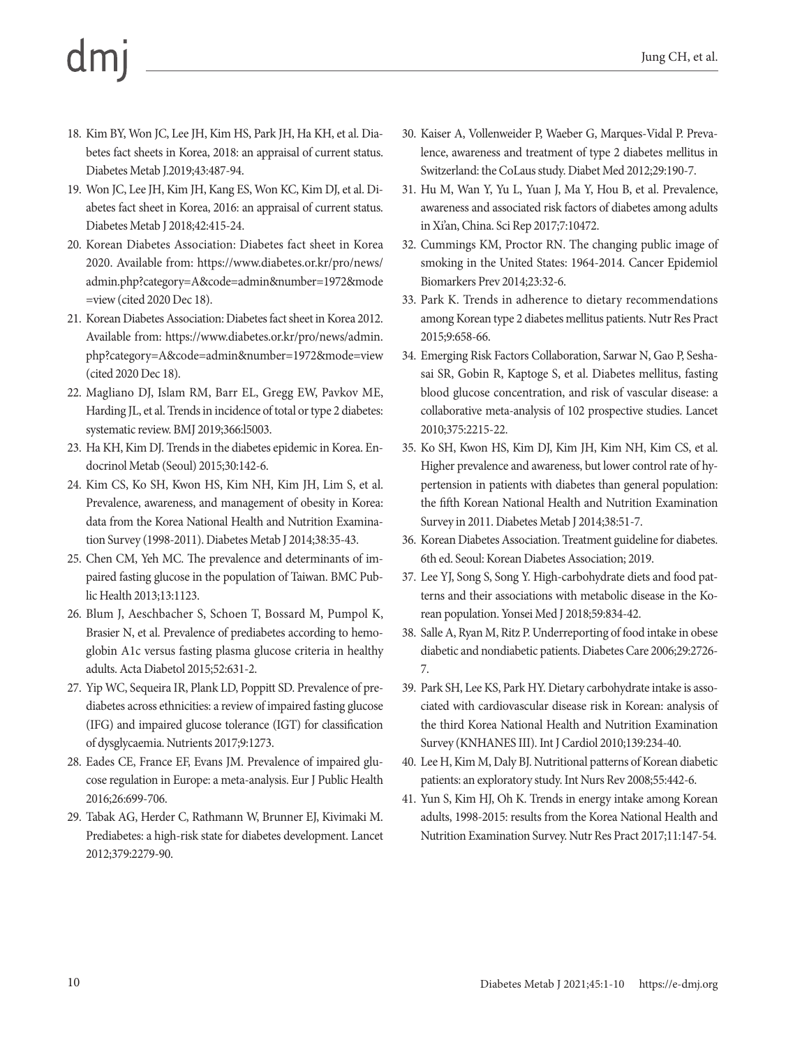18. Kim BY, Won JC, Lee JH, Kim HS, Park JH, Ha KH, et al. Diabetes fact sheets in Korea, 2018: an appraisal of current status. Diabetes Metab J.2019;43:487-94.
19. Won JC, Lee JH, Kim JH, Kang ES, Won KC, Kim DJ, et al. Diabetes fact sheet in Korea, 2016: an appraisal of current status. Diabetes Metab J 2018;42:415-24.
20. Korean Diabetes Association: Diabetes fact sheet in Korea 2020. Available from: https://www.diabetes.or.kr/pro/news/admin.php?category=A&code=admin&number=1972&mode=view (cited 2020 Dec 18).
21. Korean Diabetes Association: Diabetes fact sheet in Korea 2012. Available from: https://www.diabetes.or.kr/pro/news/admin.php?category=A&code=admin&number=1972&mode=view (cited 2020 Dec 18).
22. Magliano DJ, Islam RM, Barr EL, Gregg EW, Pavkov ME, Harding JL, et al. Trends in incidence of total or type 2 diabetes: systematic review. BMJ 2019;366:l5003.
23. Ha KH, Kim DJ. Trends in the diabetes epidemic in Korea. Endocrinol Metab (Seoul) 2015;30:142-6.
24. Kim CS, Ko SH, Kwon HS, Kim NH, Kim JH, Lim S, et al. Prevalence, awareness, and management of obesity in Korea: data from the Korea National Health and Nutrition Examination Survey (1998-2011). Diabetes Metab J 2014;38:35-43.
25. Chen CM, Yeh MC. The prevalence and determinants of impaired fasting glucose in the population of Taiwan. BMC Public Health 2013;13:1123.
26. Blum J, Aeschbacher S, Schoen T, Bossard M, Pumpol K, Brasier N, et al. Prevalence of prediabetes according to hemoglobin A1c versus fasting plasma glucose criteria in healthy adults. Acta Diabetol 2015;52:631-2.
27. Yip WC, Sequeira IR, Plank LD, Poppitt SD. Prevalence of prediabetes across ethnicities: a review of impaired fasting glucose (IFG) and impaired glucose tolerance (IGT) for classification of dysglycaemia. Nutrients 2017;9:1273.
28. Eades CE, France EF, Evans JM. Prevalence of impaired glucose regulation in Europe: a meta-analysis. Eur J Public Health 2016;26:699-706.
29. Tabak AG, Herder C, Rathmann W, Brunner EJ, Kivimaki M. Prediabetes: a high-risk state for diabetes development. Lancet 2012;379:2279-90.
30. Kaiser A, Vollenweider P, Waeber G, Marques-Vidal P. Prevalence, awareness and treatment of type 2 diabetes mellitus in Switzerland: the CoLaus study. Diabet Med 2012;29:190-7.
31. Hu M, Wan Y, Yu L, Yuan J, Ma Y, Hou B, et al. Prevalence, awareness and associated risk factors of diabetes among adults in Xi'an, China. Sci Rep 2017;7:10472.
32. Cummings KM, Proctor RN. The changing public image of smoking in the United States: 1964-2014. Cancer Epidemiol Biomarkers Prev 2014;23:32-6.
33. Park K. Trends in adherence to dietary recommendations among Korean type 2 diabetes mellitus patients. Nutr Res Pract 2015;9:658-66.
34. Emerging Risk Factors Collaboration, Sarwar N, Gao P, Seshasai SR, Gobin R, Kaptoge S, et al. Diabetes mellitus, fasting blood glucose concentration, and risk of vascular disease: a collaborative meta-analysis of 102 prospective studies. Lancet 2010;375:2215-22.
35. Ko SH, Kwon HS, Kim DJ, Kim JH, Kim NH, Kim CS, et al. Higher prevalence and awareness, but lower control rate of hypertension in patients with diabetes than general population: the fifth Korean National Health and Nutrition Examination Survey in 2011. Diabetes Metab J 2014;38:51-7.
36. Korean Diabetes Association. Treatment guideline for diabetes. 6th ed. Seoul: Korean Diabetes Association; 2019.
37. Lee YJ, Song S, Song Y. High-carbohydrate diets and food patterns and their associations with metabolic disease in the Korean population. Yonsei Med J 2018;59:834-42.
38. Salle A, Ryan M, Ritz P. Underreporting of food intake in obese diabetic and nondiabetic patients. Diabetes Care 2006;29:2726-7.
39. Park SH, Lee KS, Park HY. Dietary carbohydrate intake is associated with cardiovascular disease risk in Korean: analysis of the third Korea National Health and Nutrition Examination Survey (KNHANES III). Int J Cardiol 2010;139:234-40.
40. Lee H, Kim M, Daly BJ. Nutritional patterns of Korean diabetic patients: an exploratory study. Int Nurs Rev 2008;55:442-6.
41. Yun S, Kim HJ, Oh K. Trends in energy intake among Korean adults, 1998-2015: results from the Korea National Health and Nutrition Examination Survey. Nutr Res Pract 2017;11:147-54.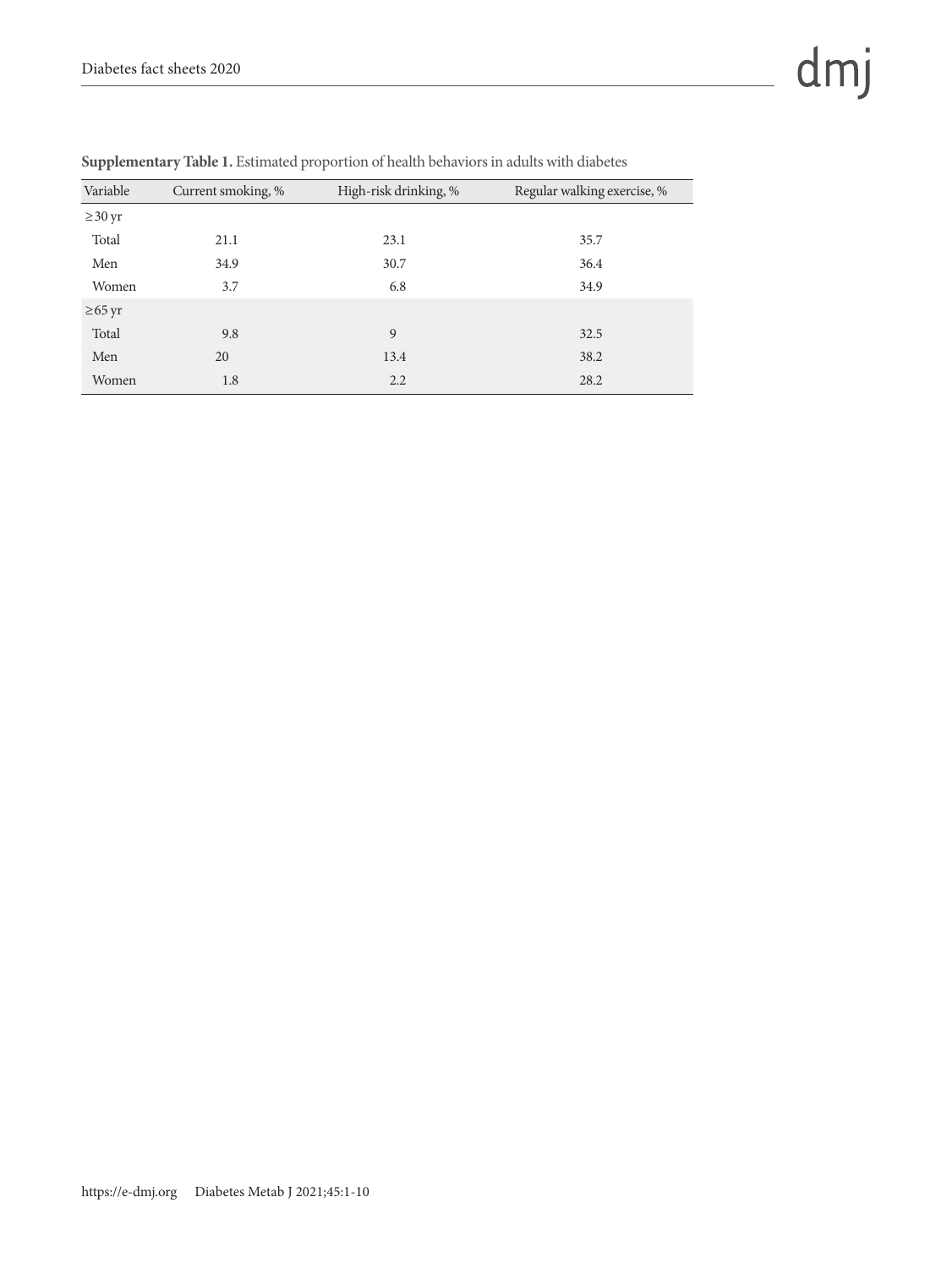**Supplementary Table 1.** Estimated proportion of health behaviors in adults with diabetes

| Variable | Current smoking, % | High-risk drinking, % | Regular walking exercise, % |
|---|---|---|---|
| ≥30 yr | | | |
| Total | 21.1 | 23.1 | 35.7 |
| Men | 34.9 | 30.7 | 36.4 |
| Women | 3.7 | 6.8 | 34.9 |
| ≥65 yr | | | |
| Total | 9.8 | 9 | 32.5 |
| Men | 20 | 13.4 | 38.2 |
| Women | 1.8 | 2.2 | 28.2 |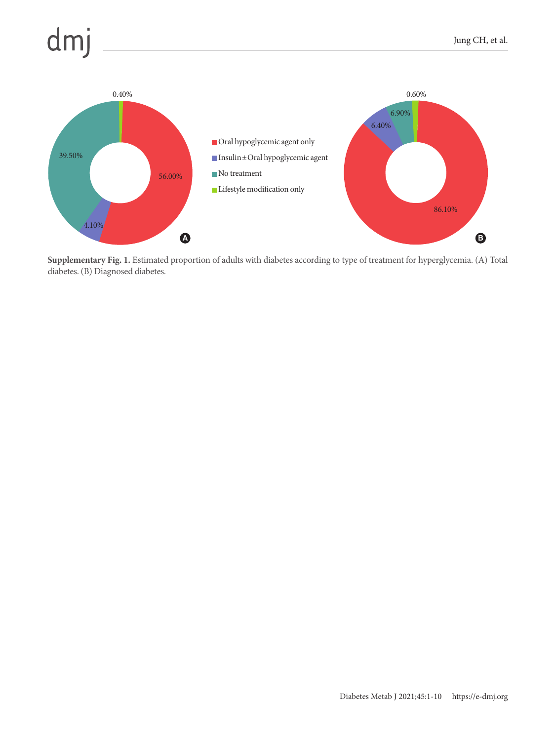Supplementary Fig. 1. Estimated proportion of adults with diabetes according to type of treatment for hyperglycemia. (A) Total diabetes. (B) Diagnosed diabetes.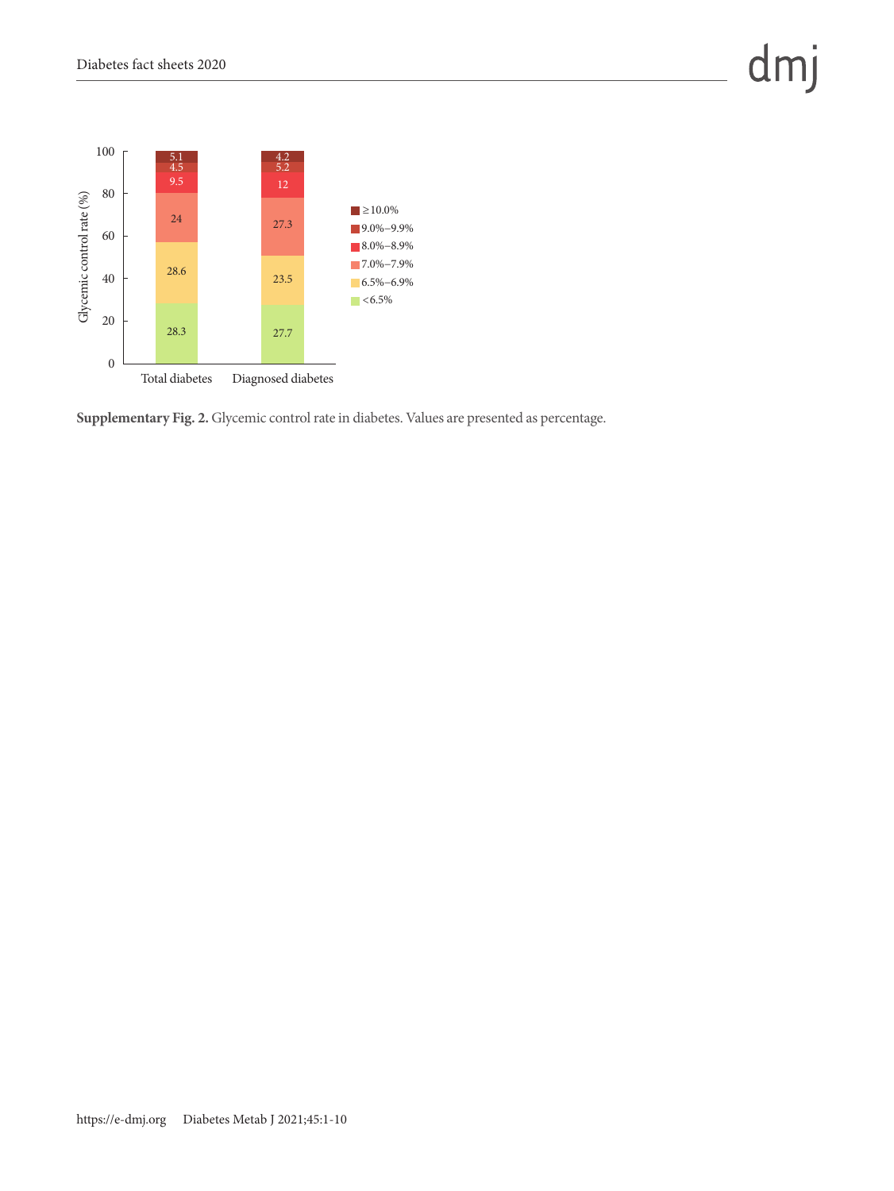100
80
60
40
20
0

Glycemic control rate (%)

Total diabetes: 5.1, 4.5, 9.5, 24, 28.6, 28.3

Diagnosed diabetes: 4.2, 5.2, 12, 27.3, 23.5, 27.7

≥10.0%
9.0%–9.9%
8.0%–8.9%
7.0%–7.9%
6.5%–6.9%
<6.5%

**Supplementary Fig. 2.** Glycemic control rate in diabetes. Values are presented as percentage.